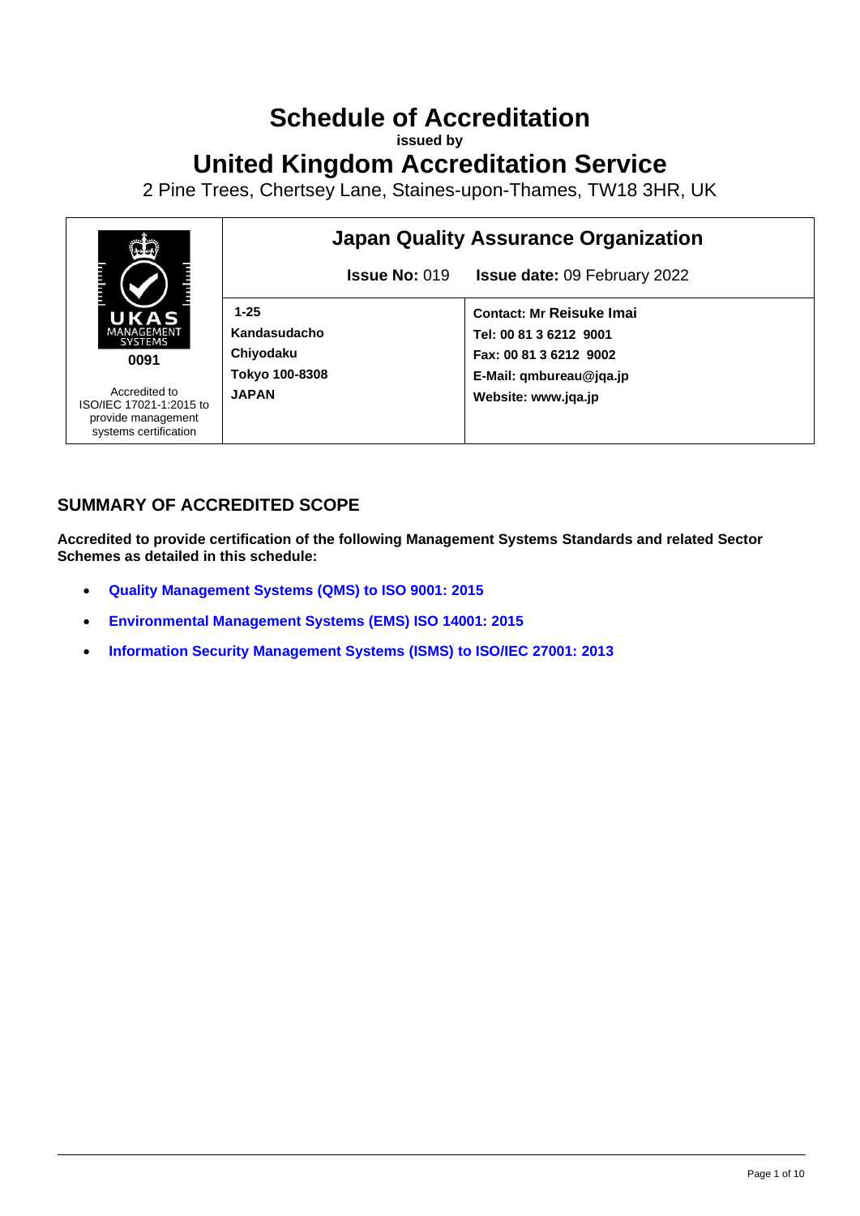# Schedule of Accreditation

**issued by**

# United Kingdom Accreditation Service

2 Pine Trees, Chertsey Lane, Staines-upon-Thames, TW18 3HR, UK

| UKAS MANAGEMENT SYSTEMS 0091 | Japan Quality Assurance Organization | |
|---|---|---|
| | **Issue No:** 019 | **Issue date:** 09 February 2022 |
| Accredited to ISO/IEC 17021-1:2015 to provide management systems certification | **1-25**<br>**Kandasudacho**<br>**Chiyodaku**<br>**Tokyo 100-8308**<br>**JAPAN** | **Contact: Mr Reisuke Imai**<br>**Tel: 00 81 3 6212 9001**<br>**Fax: 00 81 3 6212 9002**<br>**E-Mail: qmbureau@jqa.jp**<br>**Website: www.jqa.jp** |

## SUMMARY OF ACCREDITED SCOPE

**Accredited to provide certification of the following Management Systems Standards and related Sector Schemes as detailed in this schedule:**

- **Quality Management Systems (QMS) to ISO 9001: 2015**
- **Environmental Management Systems (EMS) ISO 14001: 2015**
- **Information Security Management Systems (ISMS) to ISO/IEC 27001: 2013**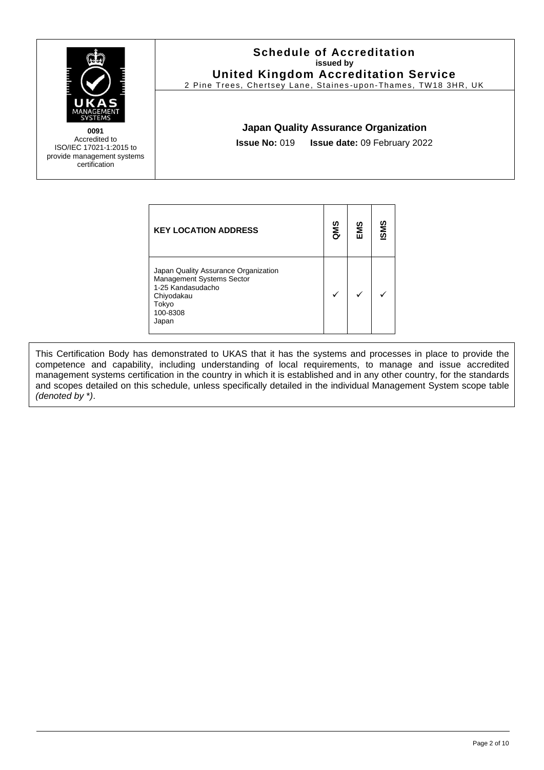**Schedule of Accreditation**
**issued by**
**United Kingdom Accreditation Service**
2 Pine Trees, Chertsey Lane, Staines-upon-Thames, TW18 3HR, UK

**0091**
Accredited to ISO/IEC 17021-1:2015 to provide management systems certification

**Japan Quality Assurance Organization**

**Issue No:** 019 **Issue date:** 09 February 2022

| KEY LOCATION ADDRESS | QMS | EMS | ISMS |
|---|---|---|---|
| Japan Quality Assurance Organization<br>Management Systems Sector<br>1-25 Kandasudacho<br>Chiyodakau<br>Tokyo<br>100-8308<br>Japan | ✓ | ✓ | ✓ |

This Certification Body has demonstrated to UKAS that it has the systems and processes in place to provide the competence and capability, including understanding of local requirements, to manage and issue accredited management systems certification in the country in which it is established and in any other country, for the standards and scopes detailed on this schedule, unless specifically detailed in the individual Management System scope table *(denoted by *)*.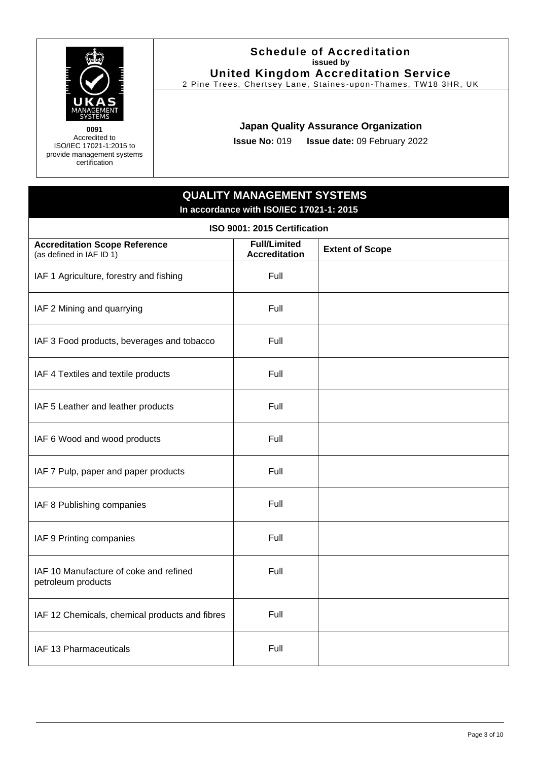**0091**
Accredited to
ISO/IEC 17021-1:2015 to
provide management systems
certification

**Schedule of Accreditation**
**issued by**
**United Kingdom Accreditation Service**
2 Pine Trees, Chertsey Lane, Staines-upon-Thames, TW18 3HR, UK

**Japan Quality Assurance Organization**

**Issue No:** 019 **Issue date:** 09 February 2022

## QUALITY MANAGEMENT SYSTEMS

**In accordance with ISO/IEC 17021-1: 2015**

### ISO 9001: 2015 Certification

| **Accreditation Scope Reference** (as defined in IAF ID 1) | **Full/Limited Accreditation** | **Extent of Scope** |
|---|---|---|
| IAF 1 Agriculture, forestry and fishing | Full | |
| IAF 2 Mining and quarrying | Full | |
| IAF 3 Food products, beverages and tobacco | Full | |
| IAF 4 Textiles and textile products | Full | |
| IAF 5 Leather and leather products | Full | |
| IAF 6 Wood and wood products | Full | |
| IAF 7 Pulp, paper and paper products | Full | |
| IAF 8 Publishing companies | Full | |
| IAF 9 Printing companies | Full | |
| IAF 10 Manufacture of coke and refined petroleum products | Full | |
| IAF 12 Chemicals, chemical products and fibres | Full | |
| IAF 13 Pharmaceuticals | Full | |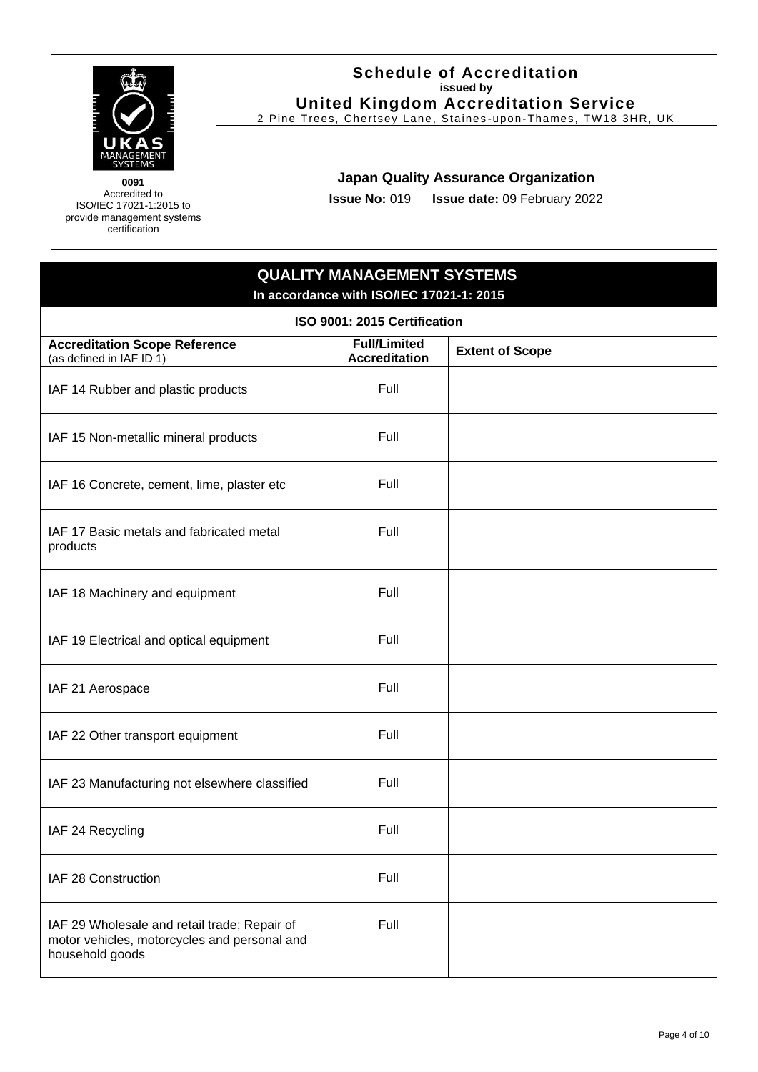**0091**
Accredited to
ISO/IEC 17021-1:2015 to
provide management systems
certification

## Schedule of Accreditation
**issued by**
**United Kingdom Accreditation Service**
2 Pine Trees, Chertsey Lane, Staines-upon-Thames, TW18 3HR, UK

### Japan Quality Assurance Organization

**Issue No:** 019 **Issue date:** 09 February 2022

## QUALITY MANAGEMENT SYSTEMS
**In accordance with ISO/IEC 17021-1: 2015**

**ISO 9001: 2015 Certification**

| **Accreditation Scope Reference** (as defined in IAF ID 1) | **Full/Limited Accreditation** | **Extent of Scope** |
|---|---|---|
| IAF 14 Rubber and plastic products | Full | |
| IAF 15 Non-metallic mineral products | Full | |
| IAF 16 Concrete, cement, lime, plaster etc | Full | |
| IAF 17 Basic metals and fabricated metal products | Full | |
| IAF 18 Machinery and equipment | Full | |
| IAF 19 Electrical and optical equipment | Full | |
| IAF 21 Aerospace | Full | |
| IAF 22 Other transport equipment | Full | |
| IAF 23 Manufacturing not elsewhere classified | Full | |
| IAF 24 Recycling | Full | |
| IAF 28 Construction | Full | |
| IAF 29 Wholesale and retail trade; Repair of motor vehicles, motorcycles and personal and household goods | Full | |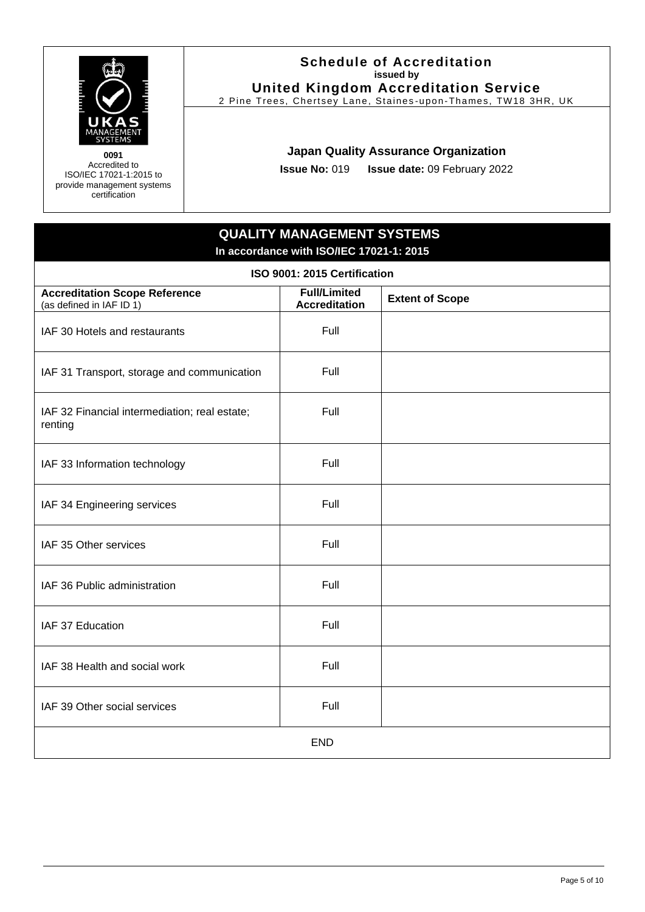**0091**
Accredited to
ISO/IEC 17021-1:2015 to
provide management systems
certification

**Schedule of Accreditation**
**issued by**
**United Kingdom Accreditation Service**
2 Pine Trees, Chertsey Lane, Staines-upon-Thames, TW18 3HR, UK

**Japan Quality Assurance Organization**

**Issue No:** 019 **Issue date:** 09 February 2022

## QUALITY MANAGEMENT SYSTEMS

**In accordance with ISO/IEC 17021-1: 2015**

**ISO 9001: 2015 Certification**

| **Accreditation Scope Reference** (as defined in IAF ID 1) | **Full/Limited Accreditation** | **Extent of Scope** |
|---|---|---|
| IAF 30 Hotels and restaurants | Full | |
| IAF 31 Transport, storage and communication | Full | |
| IAF 32 Financial intermediation; real estate; renting | Full | |
| IAF 33 Information technology | Full | |
| IAF 34 Engineering services | Full | |
| IAF 35 Other services | Full | |
| IAF 36 Public administration | Full | |
| IAF 37 Education | Full | |
| IAF 38 Health and social work | Full | |
| IAF 39 Other social services | Full | |
| END | | |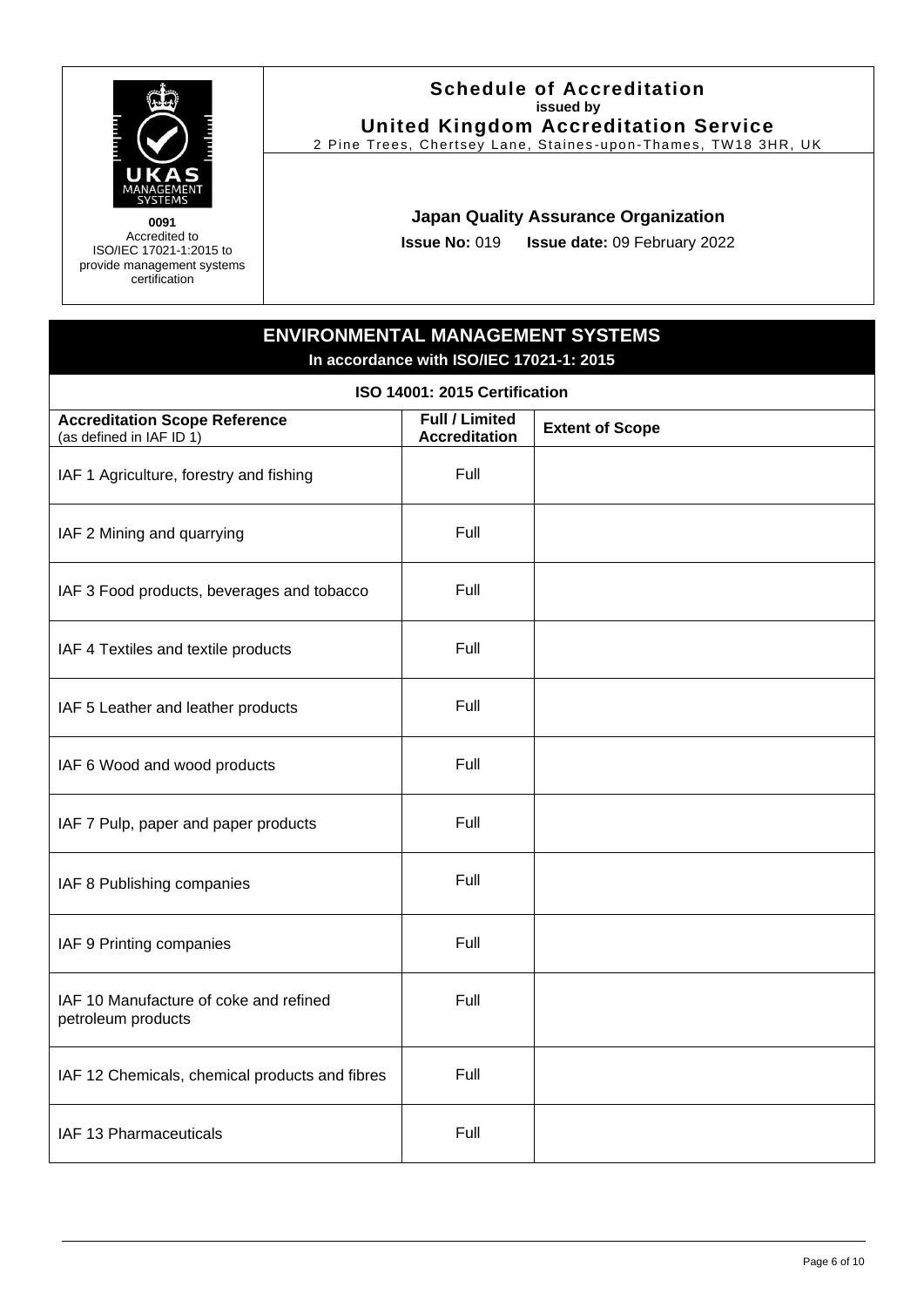**Schedule of Accreditation**
**issued by**
**United Kingdom Accreditation Service**
2 Pine Trees, Chertsey Lane, Staines-upon-Thames, TW18 3HR, UK

**0091**
Accredited to ISO/IEC 17021-1:2015 to provide management systems certification

**Japan Quality Assurance Organization**

**Issue No:** 019 **Issue date:** 09 February 2022

## ENVIRONMENTAL MANAGEMENT SYSTEMS

**In accordance with ISO/IEC 17021-1: 2015**

### ISO 14001: 2015 Certification

| **Accreditation Scope Reference** (as defined in IAF ID 1) | **Full / Limited Accreditation** | **Extent of Scope** |
|---|---|---|
| IAF 1 Agriculture, forestry and fishing | Full | |
| IAF 2 Mining and quarrying | Full | |
| IAF 3 Food products, beverages and tobacco | Full | |
| IAF 4 Textiles and textile products | Full | |
| IAF 5 Leather and leather products | Full | |
| IAF 6 Wood and wood products | Full | |
| IAF 7 Pulp, paper and paper products | Full | |
| IAF 8 Publishing companies | Full | |
| IAF 9 Printing companies | Full | |
| IAF 10 Manufacture of coke and refined petroleum products | Full | |
| IAF 12 Chemicals, chemical products and fibres | Full | |
| IAF 13 Pharmaceuticals | Full | |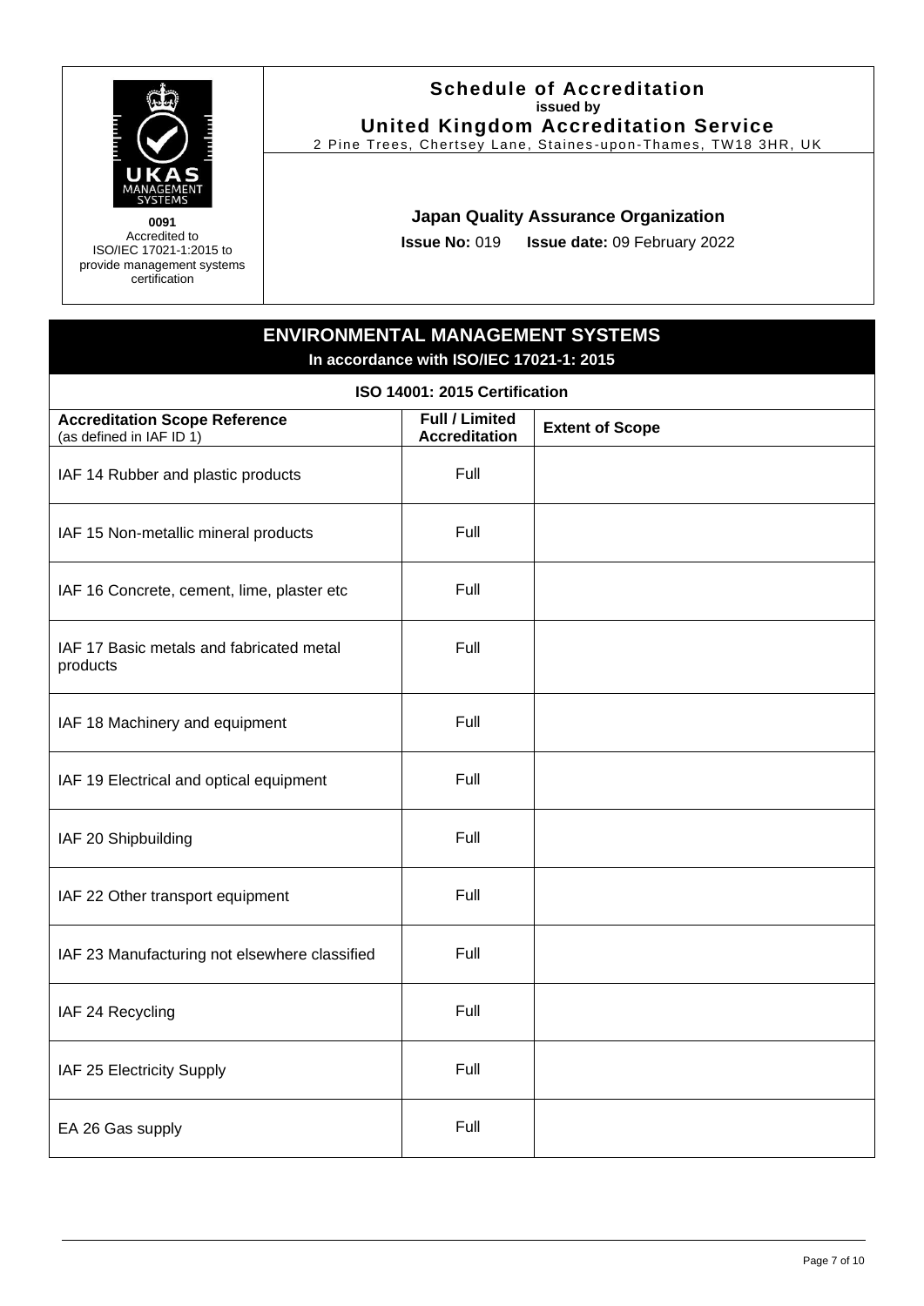# Schedule of Accreditation
**issued by**
**United Kingdom Accreditation Service**
2 Pine Trees, Chertsey Lane, Staines-upon-Thames, TW18 3HR, UK

**0091**
Accredited to ISO/IEC 17021-1:2015 to provide management systems certification

**Japan Quality Assurance Organization**

**Issue No:** 019 **Issue date:** 09 February 2022

## ENVIRONMENTAL MANAGEMENT SYSTEMS
**In accordance with ISO/IEC 17021-1: 2015**

### ISO 14001: 2015 Certification

| **Accreditation Scope Reference** (as defined in IAF ID 1) | **Full / Limited Accreditation** | **Extent of Scope** |
|---|---|---|
| IAF 14 Rubber and plastic products | Full | |
| IAF 15 Non-metallic mineral products | Full | |
| IAF 16 Concrete, cement, lime, plaster etc | Full | |
| IAF 17 Basic metals and fabricated metal products | Full | |
| IAF 18 Machinery and equipment | Full | |
| IAF 19 Electrical and optical equipment | Full | |
| IAF 20 Shipbuilding | Full | |
| IAF 22 Other transport equipment | Full | |
| IAF 23 Manufacturing not elsewhere classified | Full | |
| IAF 24 Recycling | Full | |
| IAF 25 Electricity Supply | Full | |
| EA 26 Gas supply | Full | |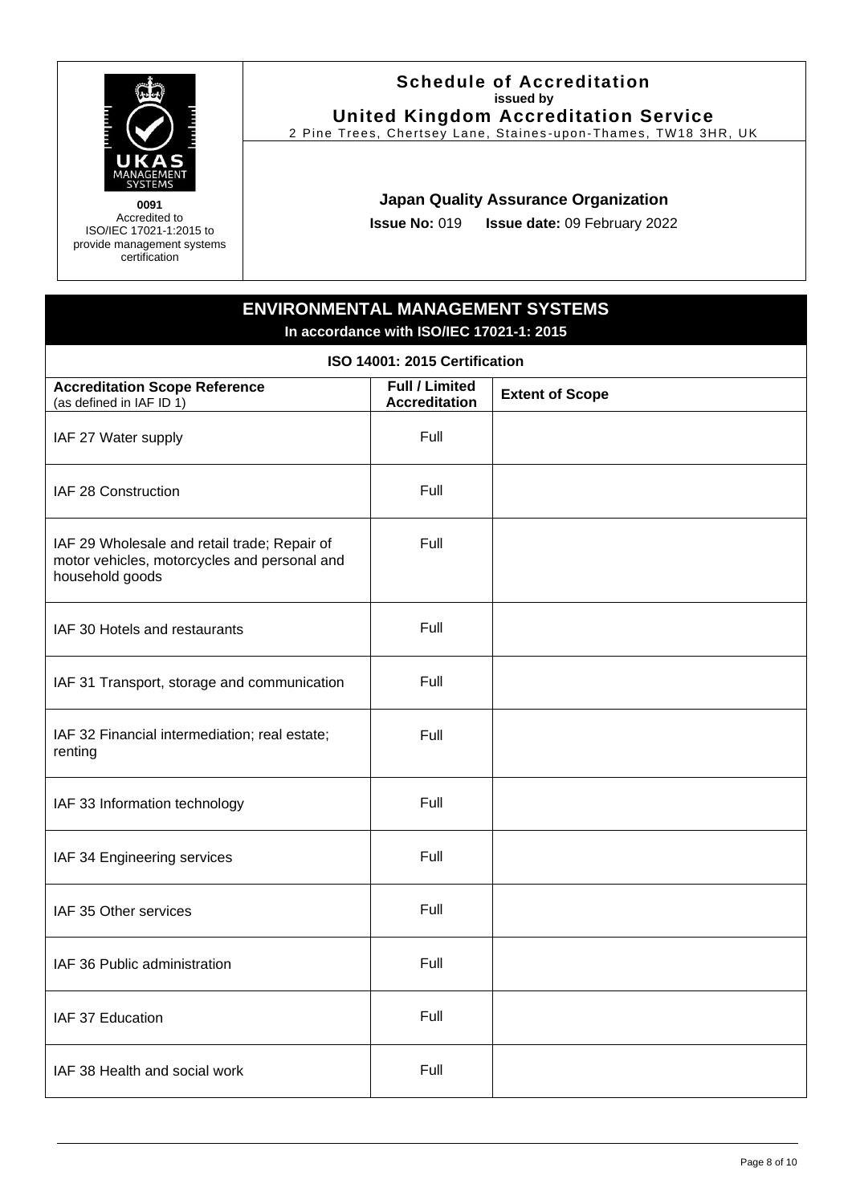**0091**
Accredited to
ISO/IEC 17021-1:2015 to
provide management systems
certification

**Schedule of Accreditation**
**issued by**
**United Kingdom Accreditation Service**
2 Pine Trees, Chertsey Lane, Staines-upon-Thames, TW18 3HR, UK

**Japan Quality Assurance Organization**

**Issue No:** 019 **Issue date:** 09 February 2022

## ENVIRONMENTAL MANAGEMENT SYSTEMS

**In accordance with ISO/IEC 17021-1: 2015**

### ISO 14001: 2015 Certification

| **Accreditation Scope Reference** (as defined in IAF ID 1) | **Full / Limited Accreditation** | **Extent of Scope** |
|---|---|---|
| IAF 27 Water supply | Full | |
| IAF 28 Construction | Full | |
| IAF 29 Wholesale and retail trade; Repair of motor vehicles, motorcycles and personal and household goods | Full | |
| IAF 30 Hotels and restaurants | Full | |
| IAF 31 Transport, storage and communication | Full | |
| IAF 32 Financial intermediation; real estate; renting | Full | |
| IAF 33 Information technology | Full | |
| IAF 34 Engineering services | Full | |
| IAF 35 Other services | Full | |
| IAF 36 Public administration | Full | |
| IAF 37 Education | Full | |
| IAF 38 Health and social work | Full | |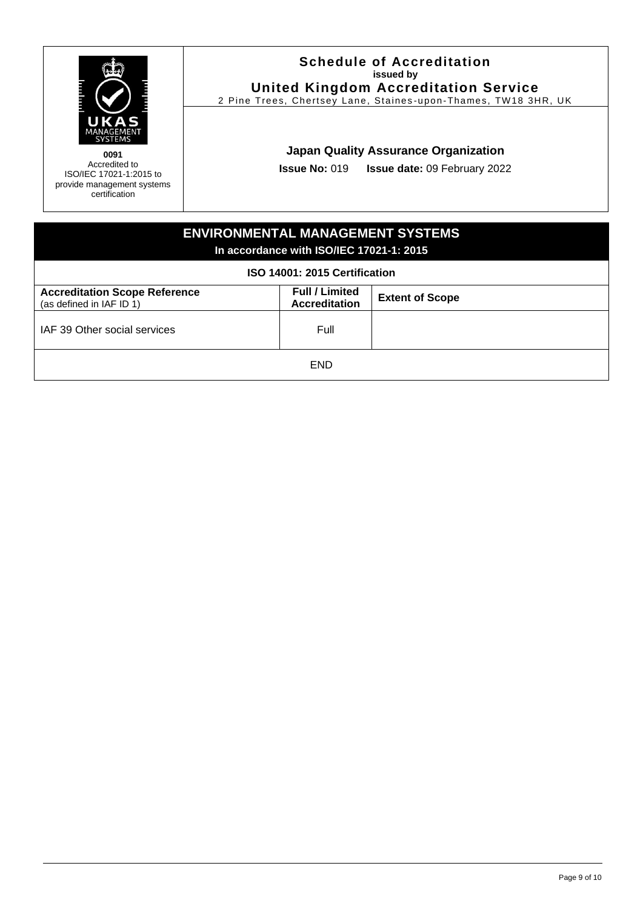**0091**
Accredited to
ISO/IEC 17021-1:2015 to
provide management systems
certification

## Schedule of Accreditation
**issued by**
**United Kingdom Accreditation Service**
2 Pine Trees, Chertsey Lane, Staines-upon-Thames, TW18 3HR, UK

### Japan Quality Assurance Organization

**Issue No:** 019 **Issue date:** 09 February 2022

## ENVIRONMENTAL MANAGEMENT SYSTEMS
**In accordance with ISO/IEC 17021-1: 2015**

| ISO 14001: 2015 Certification | | |
|---|---|---|
| **Accreditation Scope Reference** (as defined in IAF ID 1) | **Full / Limited Accreditation** | **Extent of Scope** |
| IAF 39 Other social services | Full | |
| END | | |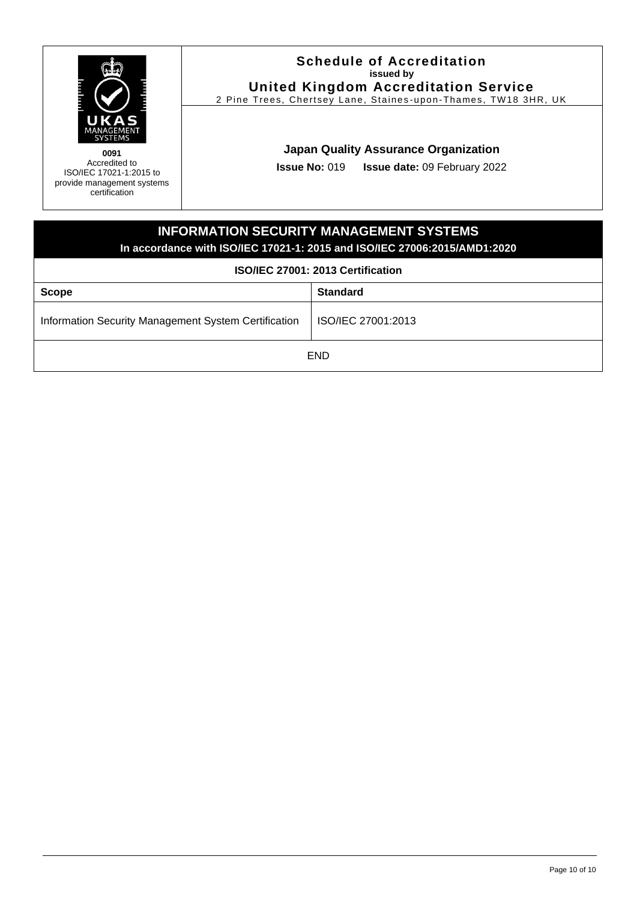| | |
|---|---|
| **0091**<br>Accredited to<br>ISO/IEC 17021-1:2015 to<br>provide management systems<br>certification | **Schedule of Accreditation**<br>**issued by**<br>**United Kingdom Accreditation Service**<br>2 Pine Trees, Chertsey Lane, Staines-upon-Thames, TW18 3HR, UK<br><br>**Japan Quality Assurance Organization**<br>**Issue No:** 019 **Issue date:** 09 February 2022 |

## INFORMATION SECURITY MANAGEMENT SYSTEMS

**In accordance with ISO/IEC 17021-1: 2015 and ISO/IEC 27006:2015/AMD1:2020**

**ISO/IEC 27001: 2013 Certification**

| Scope | Standard |
|---|---|
| Information Security Management System Certification | ISO/IEC 27001:2013 |

END